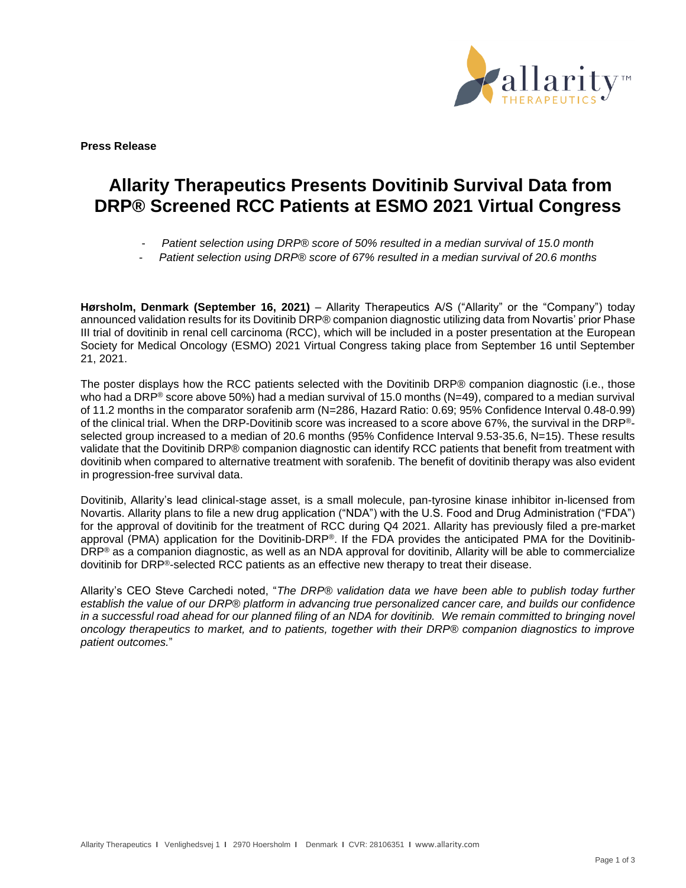**Press Release**

# Allarity Therapeutics Presents Dovitinib Survival Data from DRP® Screened RCC Patients at ESMO 2021 Virtual Congress

- *Patient selection using DRP® score of 50% resulted in a median survival of 15.0 month*
- *Patient selection using DRP® score of 67% resulted in a median survival of 20.6 months*

**Hørsholm, Denmark (September 16, 2021)** – Allarity Therapeutics A/S ("Allarity" or the "Company") today announced validation results for its Dovitinib DRP® companion diagnostic utilizing data from Novartis' prior Phase III trial of dovitinib in renal cell carcinoma (RCC), which will be included in a poster presentation at the European Society for Medical Oncology (ESMO) 2021 Virtual Congress taking place from September 16 until September 21, 2021.

The poster displays how the RCC patients selected with the Dovitinib DRP® companion diagnostic (i.e., those who had a DRP® score above 50%) had a median survival of 15.0 months (N=49), compared to a median survival of 11.2 months in the comparator sorafenib arm (N=286, Hazard Ratio: 0.69; 95% Confidence Interval 0.48-0.99) of the clinical trial. When the DRP-Dovitinib score was increased to a score above 67%, the survival in the DRP®-selected group increased to a median of 20.6 months (95% Confidence Interval 9.53-35.6, N=15). These results validate that the Dovitinib DRP® companion diagnostic can identify RCC patients that benefit from treatment with dovitinib when compared to alternative treatment with sorafenib. The benefit of dovitinib therapy was also evident in progression-free survival data.

Dovitinib, Allarity's lead clinical-stage asset, is a small molecule, pan-tyrosine kinase inhibitor in-licensed from Novartis. Allarity plans to file a new drug application ("NDA") with the U.S. Food and Drug Administration ("FDA") for the approval of dovitinib for the treatment of RCC during Q4 2021. Allarity has previously filed a pre-market approval (PMA) application for the Dovitinib-DRP®. If the FDA provides the anticipated PMA for the Dovitinib-DRP® as a companion diagnostic, as well as an NDA approval for dovitinib, Allarity will be able to commercialize dovitinib for DRP®-selected RCC patients as an effective new therapy to treat their disease.

Allarity's CEO Steve Carchedi noted, "*The DRP® validation data we have been able to publish today further establish the value of our DRP® platform in advancing true personalized cancer care, and builds our confidence in a successful road ahead for our planned filing of an NDA for dovitinib. We remain committed to bringing novel oncology therapeutics to market, and to patients, together with their DRP® companion diagnostics to improve patient outcomes.*"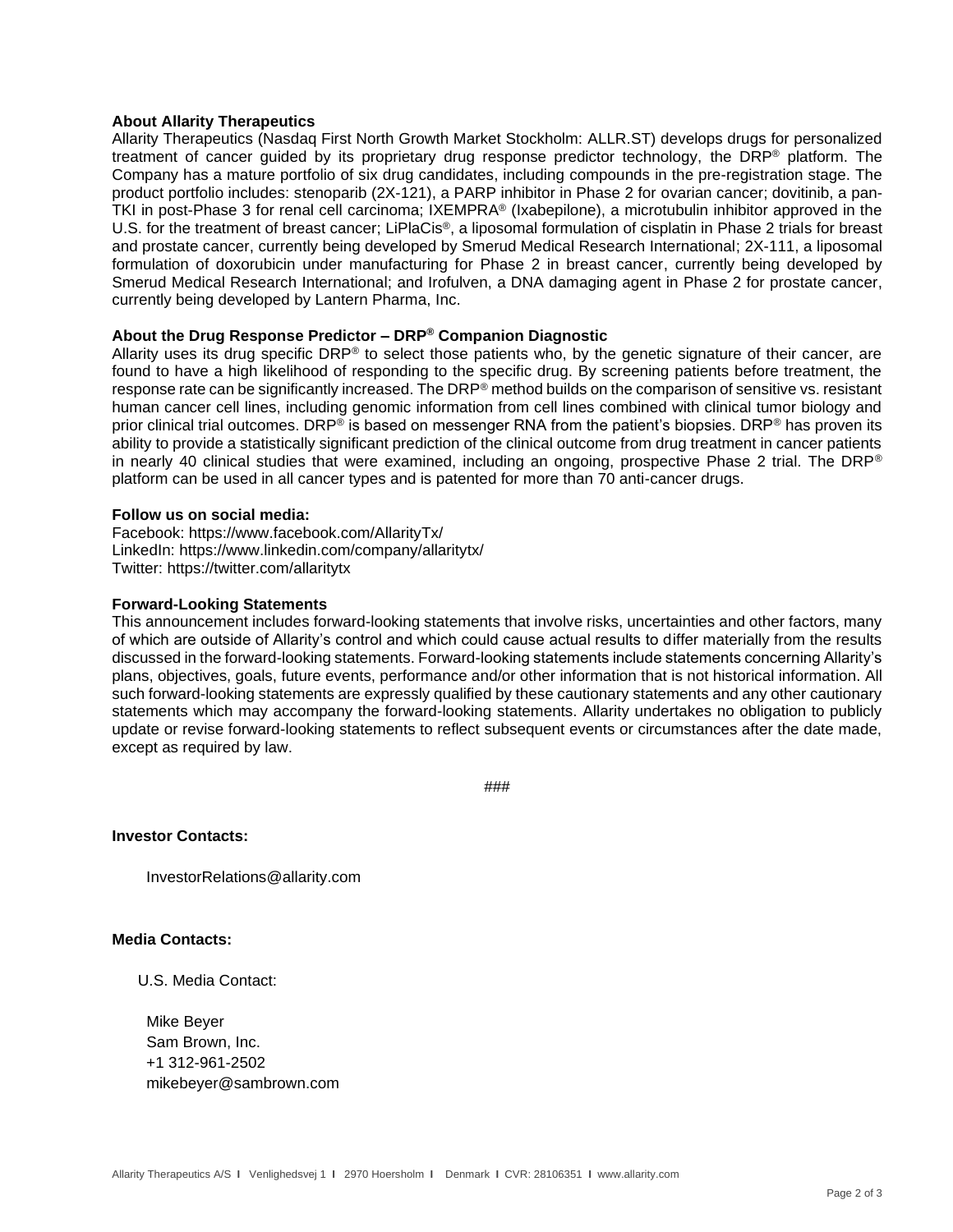**About Allarity Therapeutics**

Allarity Therapeutics (Nasdaq First North Growth Market Stockholm: ALLR.ST) develops drugs for personalized treatment of cancer guided by its proprietary drug response predictor technology, the DRP® platform. The Company has a mature portfolio of six drug candidates, including compounds in the pre-registration stage. The product portfolio includes: stenoparib (2X-121), a PARP inhibitor in Phase 2 for ovarian cancer; dovitinib, a pan-TKI in post-Phase 3 for renal cell carcinoma; IXEMPRA® (Ixabepilone), a microtubulin inhibitor approved in the U.S. for the treatment of breast cancer; LiPlaCis®, a liposomal formulation of cisplatin in Phase 2 trials for breast and prostate cancer, currently being developed by Smerud Medical Research International; 2X-111, a liposomal formulation of doxorubicin under manufacturing for Phase 2 in breast cancer, currently being developed by Smerud Medical Research International; and Irofulven, a DNA damaging agent in Phase 2 for prostate cancer, currently being developed by Lantern Pharma, Inc.

**About the Drug Response Predictor – DRP® Companion Diagnostic**

Allarity uses its drug specific DRP® to select those patients who, by the genetic signature of their cancer, are found to have a high likelihood of responding to the specific drug. By screening patients before treatment, the response rate can be significantly increased. The DRP® method builds on the comparison of sensitive vs. resistant human cancer cell lines, including genomic information from cell lines combined with clinical tumor biology and prior clinical trial outcomes. DRP® is based on messenger RNA from the patient's biopsies. DRP® has proven its ability to provide a statistically significant prediction of the clinical outcome from drug treatment in cancer patients in nearly 40 clinical studies that were examined, including an ongoing, prospective Phase 2 trial. The DRP® platform can be used in all cancer types and is patented for more than 70 anti-cancer drugs.

**Follow us on social media:**

Facebook: https://www.facebook.com/AllarityTx/
LinkedIn: https://www.linkedin.com/company/allaritytx/
Twitter: https://twitter.com/allaritytx

**Forward-Looking Statements**

This announcement includes forward-looking statements that involve risks, uncertainties and other factors, many of which are outside of Allarity's control and which could cause actual results to differ materially from the results discussed in the forward-looking statements. Forward-looking statements include statements concerning Allarity's plans, objectives, goals, future events, performance and/or other information that is not historical information. All such forward-looking statements are expressly qualified by these cautionary statements and any other cautionary statements which may accompany the forward-looking statements. Allarity undertakes no obligation to publicly update or revise forward-looking statements to reflect subsequent events or circumstances after the date made, except as required by law.

###

**Investor Contacts:**

InvestorRelations@allarity.com

**Media Contacts:**

U.S. Media Contact:

Mike Beyer
Sam Brown, Inc.
+1 312-961-2502
mikebeyer@sambrown.com

Allarity Therapeutics A/S | Venlighedsvej 1 | 2970 Hoersholm | Denmark | CVR: 28106351 | www.allarity.com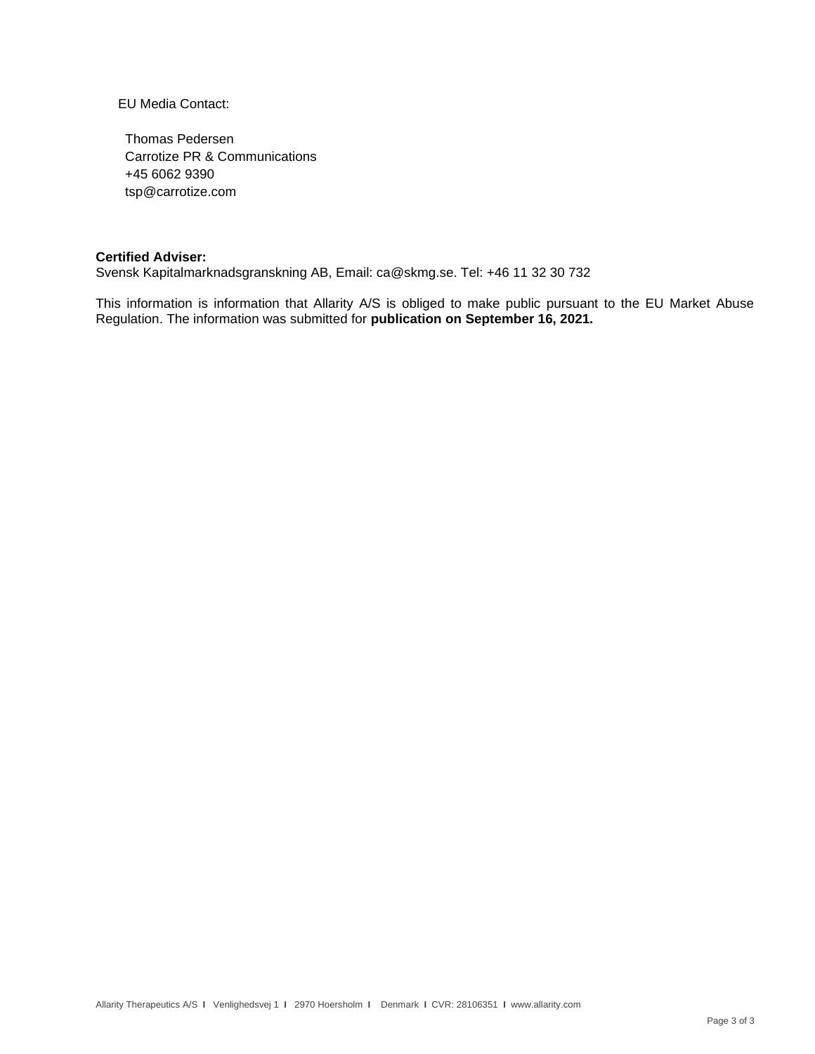EU Media Contact:

Thomas Pedersen
Carrotize PR & Communications
+45 6062 9390
tsp@carrotize.com

**Certified Adviser:**
Svensk Kapitalmarknadsgranskning AB, Email: ca@skmg.se. Tel: +46 11 32 30 732

This information is information that Allarity A/S is obliged to make public pursuant to the EU Market Abuse Regulation. The information was submitted for **publication on September 16, 2021.**